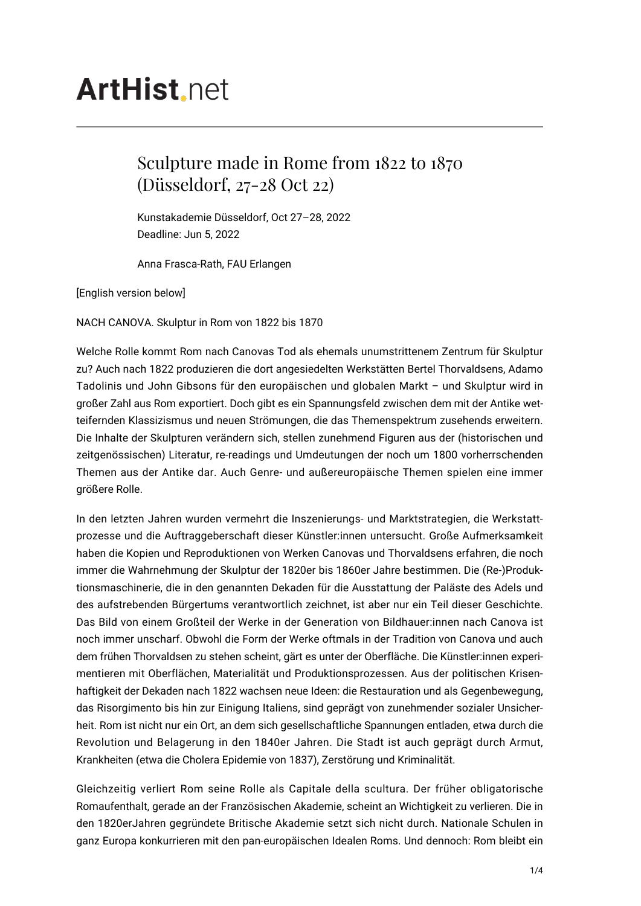ArtHist.net

# Sculpture made in Rome from 1822 to 1870 (Düsseldorf, 27-28 Oct 22)

Kunstakademie Düsseldorf, Oct 27–28, 2022
Deadline: Jun 5, 2022

Anna Frasca-Rath, FAU Erlangen

[English version below]

NACH CANOVA. Skulptur in Rom von 1822 bis 1870

Welche Rolle kommt Rom nach Canovas Tod als ehemals unumstrittenem Zentrum für Skulptur zu? Auch nach 1822 produzieren die dort angesiedelten Werkstätten Bertel Thorvaldsens, Adamo Tadolinis und John Gibsons für den europäischen und globalen Markt – und Skulptur wird in großer Zahl aus Rom exportiert. Doch gibt es ein Spannungsfeld zwischen dem mit der Antike wetteifernden Klassizismus und neuen Strömungen, die das Themenspektrum zusehends erweitern. Die Inhalte der Skulpturen verändern sich, stellen zunehmend Figuren aus der (historischen und zeitgenössischen) Literatur, re-readings und Umdeutungen der noch um 1800 vorherrschenden Themen aus der Antike dar. Auch Genre- und außereuropäische Themen spielen eine immer größere Rolle.

In den letzten Jahren wurden vermehrt die Inszenierungs- und Marktstrategien, die Werkstattprozesse und die Auftraggeberschaft dieser Künstler:innen untersucht. Große Aufmerksamkeit haben die Kopien und Reproduktionen von Werken Canovas und Thorvaldsens erfahren, die noch immer die Wahrnehmung der Skulptur der 1820er bis 1860er Jahre bestimmen. Die (Re-)Produktionsmaschinerie, die in den genannten Dekaden für die Ausstattung der Paläste des Adels und des aufstrebenden Bürgertums verantwortlich zeichnet, ist aber nur ein Teil dieser Geschichte. Das Bild von einem Großteil der Werke in der Generation von Bildhauer:innen nach Canova ist noch immer unscharf. Obwohl die Form der Werke oftmals in der Tradition von Canova und auch dem frühen Thorvaldsen zu stehen scheint, gärt es unter der Oberfläche. Die Künstler:innen experimentieren mit Oberflächen, Materialität und Produktionsprozessen. Aus der politischen Krisenhaftigkeit der Dekaden nach 1822 wachsen neue Ideen: die Restauration und als Gegenbewegung, das Risorgimento bis hin zur Einigung Italiens, sind geprägt von zunehmender sozialer Unsicherheit. Rom ist nicht nur ein Ort, an dem sich gesellschaftliche Spannungen entladen, etwa durch die Revolution und Belagerung in den 1840er Jahren. Die Stadt ist auch geprägt durch Armut, Krankheiten (etwa die Cholera Epidemie von 1837), Zerstörung und Kriminalität.

Gleichzeitig verliert Rom seine Rolle als Capitale della scultura. Der früher obligatorische Romaufenthalt, gerade an der Französischen Akademie, scheint an Wichtigkeit zu verlieren. Die in den 1820erJahren gegründete Britische Akademie setzt sich nicht durch. Nationale Schulen in ganz Europa konkurrieren mit den pan-europäischen Idealen Roms. Und dennoch: Rom bleibt ein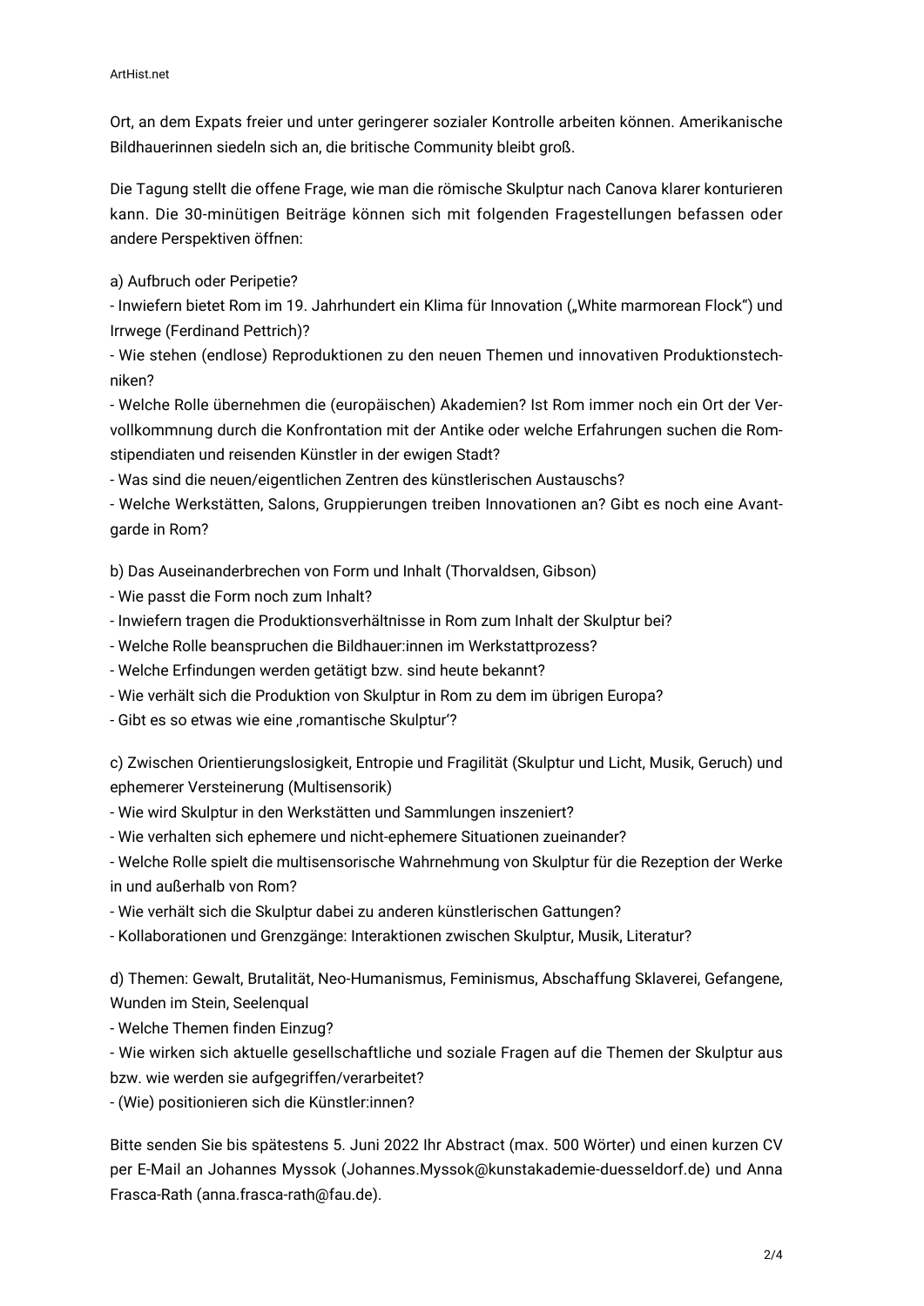Ort, an dem Expats freier und unter geringerer sozialer Kontrolle arbeiten können. Amerikanische Bildhauerinnen siedeln sich an, die britische Community bleibt groß.

Die Tagung stellt die offene Frage, wie man die römische Skulptur nach Canova klarer konturieren kann. Die 30-minütigen Beiträge können sich mit folgenden Fragestellungen befassen oder andere Perspektiven öffnen:

a) Aufbruch oder Peripetie?
- Inwiefern bietet Rom im 19. Jahrhundert ein Klima für Innovation („White marmorean Flock") und Irrwege (Ferdinand Pettrich)?
- Wie stehen (endlose) Reproduktionen zu den neuen Themen und innovativen Produktionstechniken?
- Welche Rolle übernehmen die (europäischen) Akademien? Ist Rom immer noch ein Ort der Vervollkommnung durch die Konfrontation mit der Antike oder welche Erfahrungen suchen die Romstipendiaten und reisenden Künstler in der ewigen Stadt?
- Was sind die neuen/eigentlichen Zentren des künstlerischen Austauschs?
- Welche Werkstätten, Salons, Gruppierungen treiben Innovationen an? Gibt es noch eine Avantgarde in Rom?

b) Das Auseinanderbrechen von Form und Inhalt (Thorvaldsen, Gibson)
- Wie passt die Form noch zum Inhalt?
- Inwiefern tragen die Produktionsverhältnisse in Rom zum Inhalt der Skulptur bei?
- Welche Rolle beanspruchen die Bildhauer:innen im Werkstattprozess?
- Welche Erfindungen werden getätigt bzw. sind heute bekannt?
- Wie verhält sich die Produktion von Skulptur in Rom zu dem im übrigen Europa?
- Gibt es so etwas wie eine ‚romantische Skulptur'?

c) Zwischen Orientierungslosigkeit, Entropie und Fragilität (Skulptur und Licht, Musik, Geruch) und ephemerer Versteinerung (Multisensorik)
- Wie wird Skulptur in den Werkstätten und Sammlungen inszeniert?
- Wie verhalten sich ephemere und nicht-ephemere Situationen zueinander?
- Welche Rolle spielt die multisensorische Wahrnehmung von Skulptur für die Rezeption der Werke in und außerhalb von Rom?
- Wie verhält sich die Skulptur dabei zu anderen künstlerischen Gattungen?
- Kollaborationen und Grenzgänge: Interaktionen zwischen Skulptur, Musik, Literatur?

d) Themen: Gewalt, Brutalität, Neo-Humanismus, Feminismus, Abschaffung Sklaverei, Gefangene, Wunden im Stein, Seelenqual
- Welche Themen finden Einzug?
- Wie wirken sich aktuelle gesellschaftliche und soziale Fragen auf die Themen der Skulptur aus bzw. wie werden sie aufgegriffen/verarbeitet?
- (Wie) positionieren sich die Künstler:innen?

Bitte senden Sie bis spätestens 5. Juni 2022 Ihr Abstract (max. 500 Wörter) und einen kurzen CV per E-Mail an Johannes Myssok (Johannes.Myssok@kunstakademie-duesseldorf.de) und Anna Frasca-Rath (anna.frasca-rath@fau.de).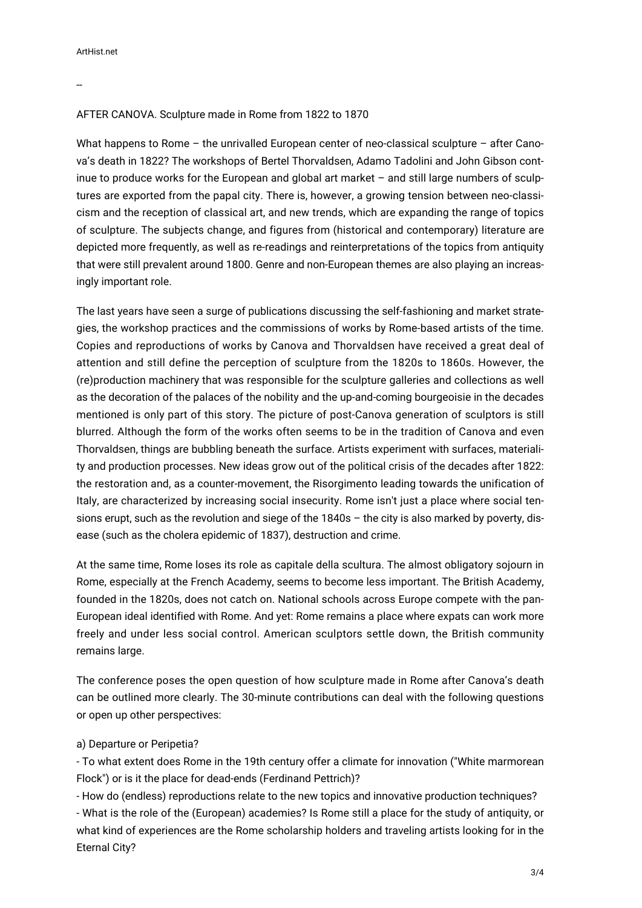--

AFTER CANOVA. Sculpture made in Rome from 1822 to 1870

What happens to Rome – the unrivalled European center of neo-classical sculpture – after Canova's death in 1822? The workshops of Bertel Thorvaldsen, Adamo Tadolini and John Gibson continue to produce works for the European and global art market – and still large numbers of sculptures are exported from the papal city. There is, however, a growing tension between neo-classicism and the reception of classical art, and new trends, which are expanding the range of topics of sculpture. The subjects change, and figures from (historical and contemporary) literature are depicted more frequently, as well as re-readings and reinterpretations of the topics from antiquity that were still prevalent around 1800. Genre and non-European themes are also playing an increasingly important role.

The last years have seen a surge of publications discussing the self-fashioning and market strategies, the workshop practices and the commissions of works by Rome-based artists of the time. Copies and reproductions of works by Canova and Thorvaldsen have received a great deal of attention and still define the perception of sculpture from the 1820s to 1860s. However, the (re)production machinery that was responsible for the sculpture galleries and collections as well as the decoration of the palaces of the nobility and the up-and-coming bourgeoisie in the decades mentioned is only part of this story. The picture of post-Canova generation of sculptors is still blurred. Although the form of the works often seems to be in the tradition of Canova and even Thorvaldsen, things are bubbling beneath the surface. Artists experiment with surfaces, materiality and production processes. New ideas grow out of the political crisis of the decades after 1822: the restoration and, as a counter-movement, the Risorgimento leading towards the unification of Italy, are characterized by increasing social insecurity. Rome isn't just a place where social tensions erupt, such as the revolution and siege of the 1840s – the city is also marked by poverty, disease (such as the cholera epidemic of 1837), destruction and crime.

At the same time, Rome loses its role as capitale della scultura. The almost obligatory sojourn in Rome, especially at the French Academy, seems to become less important. The British Academy, founded in the 1820s, does not catch on. National schools across Europe compete with the pan-European ideal identified with Rome. And yet: Rome remains a place where expats can work more freely and under less social control. American sculptors settle down, the British community remains large.

The conference poses the open question of how sculpture made in Rome after Canova's death can be outlined more clearly. The 30-minute contributions can deal with the following questions or open up other perspectives:

a) Departure or Peripetia?

- To what extent does Rome in the 19th century offer a climate for innovation ("White marmorean Flock") or is it the place for dead-ends (Ferdinand Pettrich)?
- How do (endless) reproductions relate to the new topics and innovative production techniques?
- What is the role of the (European) academies? Is Rome still a place for the study of antiquity, or what kind of experiences are the Rome scholarship holders and traveling artists looking for in the Eternal City?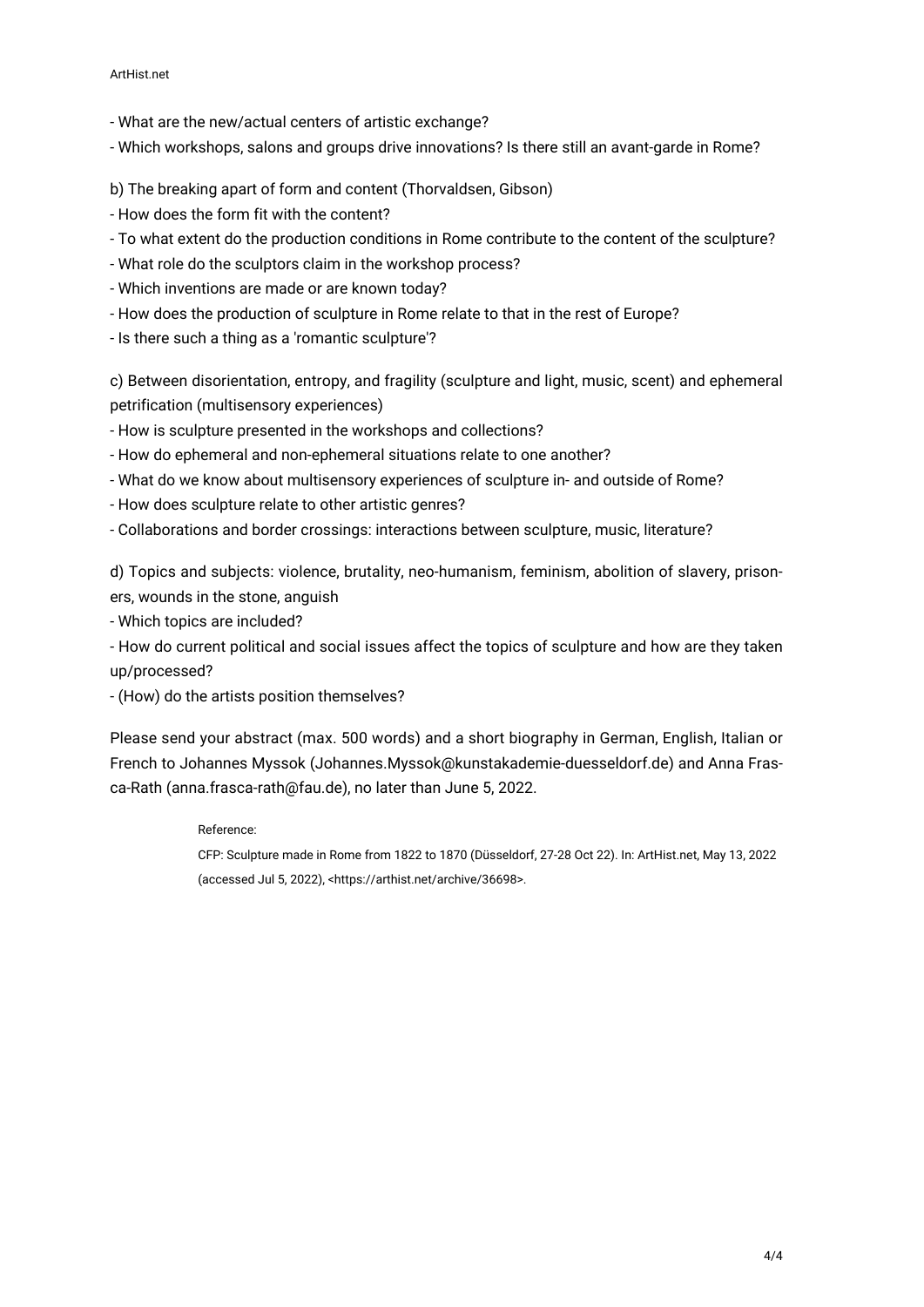- What are the new/actual centers of artistic exchange?
- Which workshops, salons and groups drive innovations? Is there still an avant-garde in Rome?

b) The breaking apart of form and content (Thorvaldsen, Gibson)
- How does the form fit with the content?
- To what extent do the production conditions in Rome contribute to the content of the sculpture?
- What role do the sculptors claim in the workshop process?
- Which inventions are made or are known today?
- How does the production of sculpture in Rome relate to that in the rest of Europe?
- Is there such a thing as a 'romantic sculpture'?

c) Between disorientation, entropy, and fragility (sculpture and light, music, scent) and ephemeral petrification (multisensory experiences)
- How is sculpture presented in the workshops and collections?
- How do ephemeral and non-ephemeral situations relate to one another?
- What do we know about multisensory experiences of sculpture in- and outside of Rome?
- How does sculpture relate to other artistic genres?
- Collaborations and border crossings: interactions between sculpture, music, literature?

d) Topics and subjects: violence, brutality, neo-humanism, feminism, abolition of slavery, prisoners, wounds in the stone, anguish
- Which topics are included?
- How do current political and social issues affect the topics of sculpture and how are they taken up/processed?
- (How) do the artists position themselves?

Please send your abstract (max. 500 words) and a short biography in German, English, Italian or French to Johannes Myssok (Johannes.Myssok@kunstakademie-duesseldorf.de) and Anna Frasca-Rath (anna.frasca-rath@fau.de), no later than June 5, 2022.

Reference:

CFP: Sculpture made in Rome from 1822 to 1870 (Düsseldorf, 27-28 Oct 22). In: ArtHist.net, May 13, 2022 (accessed Jul 5, 2022), <https://arthist.net/archive/36698>.